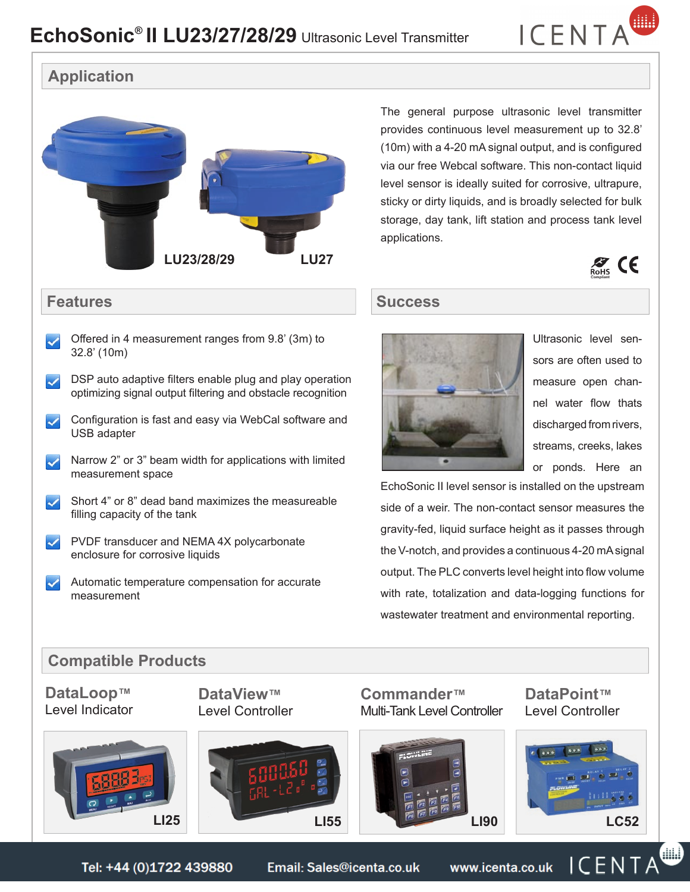# EchoSonic® II LU23/27/28/29 Ultrasonic Level Transmitter

ICENTA

## Application

LU23/28/29

LU27

The general purpose ultrasonic level transmitter provides continuous level measurement up to 32.8' (10m) with a 4-20 mA signal output, and is configured via our free Webcal software. This non-contact liquid level sensor is ideally suited for corrosive, ultrapure, sticky or dirty liquids, and is broadly selected for bulk storage, day tank, lift station and process tank level applications.

RoHS Compliant CE

## Features

- Offered in 4 measurement ranges from 9.8' (3m) to 32.8' (10m)
- DSP auto adaptive filters enable plug and play operation optimizing signal output filtering and obstacle recognition
- Configuration is fast and easy via WebCal software and USB adapter
- Narrow 2" or 3" beam width for applications with limited measurement space
- Short 4" or 8" dead band maximizes the measureable filling capacity of the tank
- PVDF transducer and NEMA 4X polycarbonate enclosure for corrosive liquids
- Automatic temperature compensation for accurate measurement

## Success

Ultrasonic level sensors are often used to measure open channel water flow thats discharged from rivers, streams, creeks, lakes or ponds. Here an EchoSonic II level sensor is installed on the upstream side of a weir. The non-contact sensor measures the gravity-fed, liquid surface height as it passes through the V-notch, and provides a continuous 4-20 mA signal output. The PLC converts level height into flow volume with rate, totalization and data-logging functions for wastewater treatment and environmental reporting.

## Compatible Products

**DataLoop™**
Level Indicator
LI25

**DataView™**
Level Controller
LI55

**Commander™**
Multi-Tank Level Controller
LI90

**DataPoint™**
Level Controller
LC52

Tel: +44 (0)1722 439880 Email: Sales@icenta.co.uk www.icenta.co.uk ICENTA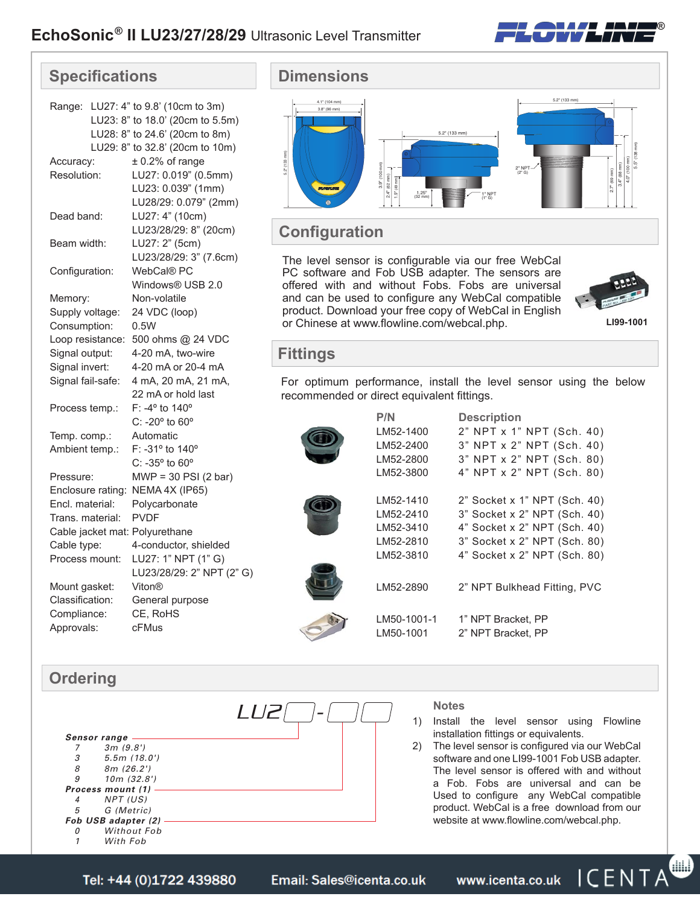# EchoSonic® II LU23/27/28/29 Ultrasonic Level Transmitter

## Specifications

| | |
|---|---|
| Range: | LU27: 4" to 9.8' (10cm to 3m) |
| | LU23: 8" to 18.0' (20cm to 5.5m) |
| | LU28: 8" to 24.6' (20cm to 8m) |
| | LU29: 8" to 32.8' (20cm to 10m) |
| Accuracy: | ± 0.2% of range |
| Resolution: | LU27: 0.019" (0.5mm) |
| | LU23: 0.039" (1mm) |
| | LU28/29: 0.079" (2mm) |
| Dead band: | LU27: 4" (10cm) |
| | LU23/28/29: 8" (20cm) |
| Beam width: | LU27: 2" (5cm) |
| | LU23/28/29: 3" (7.6cm) |
| Configuration: | WebCal® PC |
| | Windows® USB 2.0 |
| Memory: | Non-volatile |
| Supply voltage: | 24 VDC (loop) |
| Consumption: | 0.5W |
| Loop resistance: | 500 ohms @ 24 VDC |
| Signal output: | 4-20 mA, two-wire |
| Signal invert: | 4-20 mA or 20-4 mA |
| Signal fail-safe: | 4 mA, 20 mA, 21 mA, 22 mA or hold last |
| Process temp.: | F: -4º to 140º |
| | C: -20º to 60º |
| Temp. comp.: | Automatic |
| Ambient temp.: | F: -31º to 140º |
| | C: -35º to 60º |
| Pressure: | MWP = 30 PSI (2 bar) |
| Enclosure rating: | NEMA 4X (IP65) |
| Encl. material: | Polycarbonate |
| Trans. material: | PVDF |
| Cable jacket mat: | Polyurethane |
| Cable type: | 4-conductor, shielded |
| Process mount: | LU27: 1" NPT (1" G) |
| | LU23/28/29: 2" NPT (2" G) |
| Mount gasket: | Viton® |
| Classification: | General purpose |
| Compliance: | CE, RoHS |
| Approvals: | cFMus |

## Dimensions

4.1" (104 mm)
3.8" (96 mm)
5.2" (133 mm)
5.2" (133 mm)
3.9" (100 mm)
2.4" (62 mm)
1.9" (49 mm)
1.25" (32 mm)
1" NPT (1" G)
5.2" (133 mm)
2" NPT (2" G)
2.7" (69 mm)
3.4" (88 mm)
4.0" (100 mm)
5.5" (138 mm)

## Configuration

The level sensor is configurable via our free WebCal PC software and Fob USB adapter. The sensors are offered with and without Fobs. Fobs are universal and can be used to configure any WebCal compatible product. Download your free copy of WebCal in English or Chinese at www.flowline.com/webcal.php.

LI99-1001

## Fittings

For optimum performance, install the level sensor using the below recommended or direct equivalent fittings.

| P/N | Description |
|---|---|
| LM52-1400 | 2" NPT x 1" NPT (Sch. 40) |
| LM52-2400 | 3" NPT x 2" NPT (Sch. 40) |
| LM52-2800 | 3" NPT x 2" NPT (Sch. 80) |
| LM52-3800 | 4" NPT x 2" NPT (Sch. 80) |
| LM52-1410 | 2" Socket x 1" NPT (Sch. 40) |
| LM52-2410 | 3" Socket x 2" NPT (Sch. 40) |
| LM52-3410 | 4" Socket x 2" NPT (Sch. 40) |
| LM52-2810 | 3" Socket x 2" NPT (Sch. 80) |
| LM52-3810 | 4" Socket x 2" NPT (Sch. 80) |
| LM52-2890 | 2" NPT Bulkhead Fitting, PVC |
| LM50-1001-1 | 1" NPT Bracket, PP |
| LM50-1001 | 2" NPT Bracket, PP |

## Ordering

LU2 ☐ - ☐ ☐

***Sensor range***
- 7 — 3m (9.8')
- 3 — 5.5m (18.0')
- 8 — 8m (26.2')
- 9 — 10m (32.8')

***Process mount (1)***
- 4 — NPT (US)
- 5 — G (Metric)

***Fob USB adapter (2)***
- 0 — Without Fob
- 1 — With Fob

### Notes

1) Install the level sensor using Flowline installation fittings or equivalents.
2) The level sensor is configured via our WebCal software and one LI99-1001 Fob USB adapter. The level sensor is offered with and without a Fob. Fobs are universal and can be Used to configure any WebCal compatible product. WebCal is a free download from our website at www.flowline.com/webcal.php.

Tel: +44 (0)1722 439880 Email: Sales@icenta.co.uk www.icenta.co.uk ICENTA